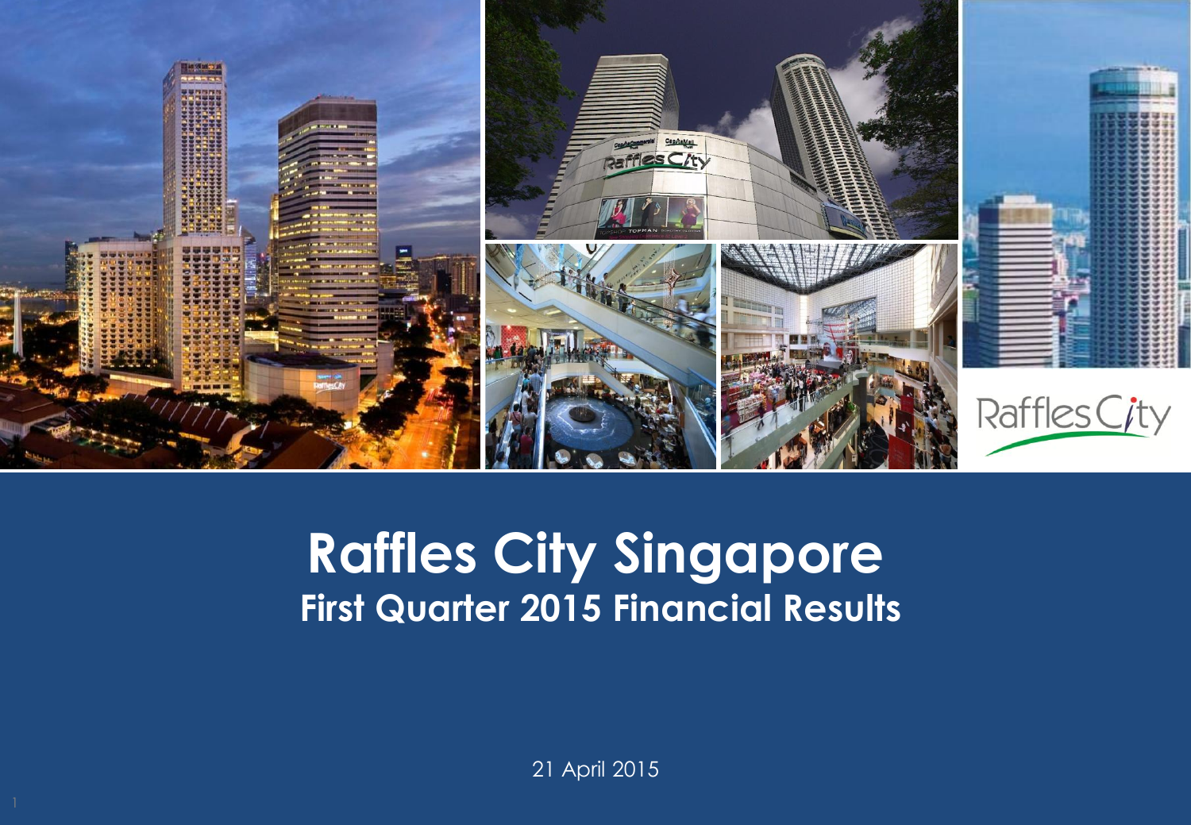# Raffles City Singapore

## First Quarter 2015 Financial Results

21 April 2015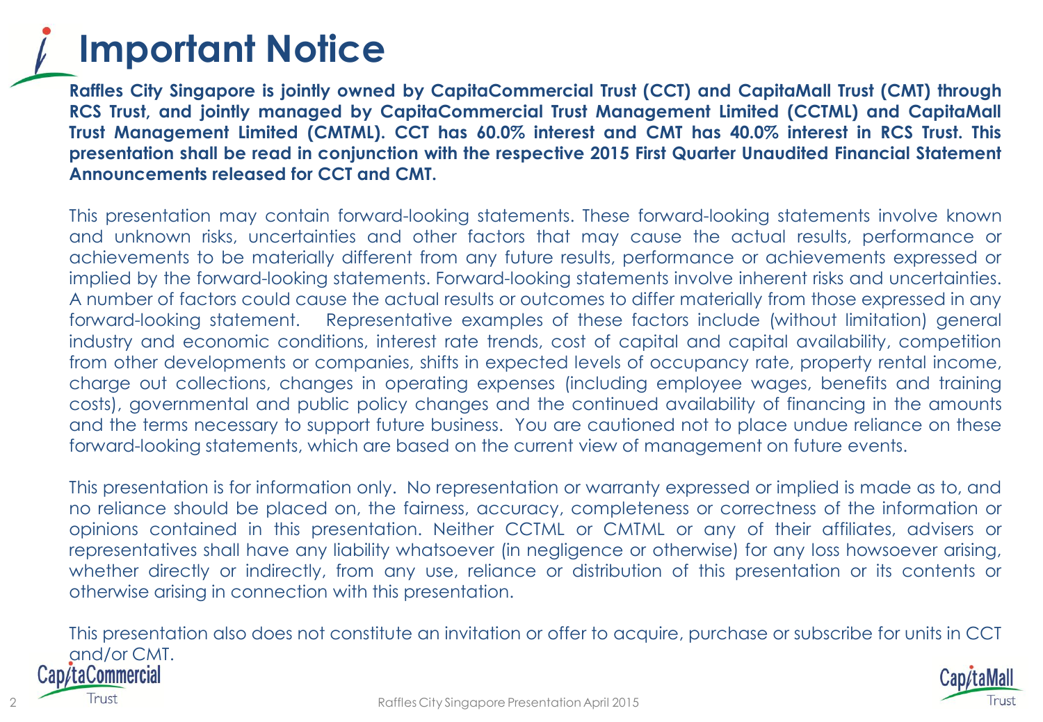# Important Notice

**Raffles City Singapore is jointly owned by CapitaCommercial Trust (CCT) and CapitaMall Trust (CMT) through RCS Trust, and jointly managed by CapitaCommercial Trust Management Limited (CCTML) and CapitaMall Trust Management Limited (CMTML). CCT has 60.0% interest and CMT has 40.0% interest in RCS Trust. This presentation shall be read in conjunction with the respective 2015 First Quarter Unaudited Financial Statement Announcements released for CCT and CMT.**

This presentation may contain forward-looking statements. These forward-looking statements involve known and unknown risks, uncertainties and other factors that may cause the actual results, performance or achievements to be materially different from any future results, performance or achievements expressed or implied by the forward-looking statements. Forward-looking statements involve inherent risks and uncertainties. A number of factors could cause the actual results or outcomes to differ materially from those expressed in any forward-looking statement. Representative examples of these factors include (without limitation) general industry and economic conditions, interest rate trends, cost of capital and capital availability, competition from other developments or companies, shifts in expected levels of occupancy rate, property rental income, charge out collections, changes in operating expenses (including employee wages, benefits and training costs), governmental and public policy changes and the continued availability of financing in the amounts and the terms necessary to support future business. You are cautioned not to place undue reliance on these forward-looking statements, which are based on the current view of management on future events.

This presentation is for information only. No representation or warranty expressed or implied is made as to, and no reliance should be placed on, the fairness, accuracy, completeness or correctness of the information or opinions contained in this presentation. Neither CCTML or CMTML or any of their affiliates, advisers or representatives shall have any liability whatsoever (in negligence or otherwise) for any loss howsoever arising, whether directly or indirectly, from any use, reliance or distribution of this presentation or its contents or otherwise arising in connection with this presentation.

This presentation also does not constitute an invitation or offer to acquire, purchase or subscribe for units in CCT and/or CMT.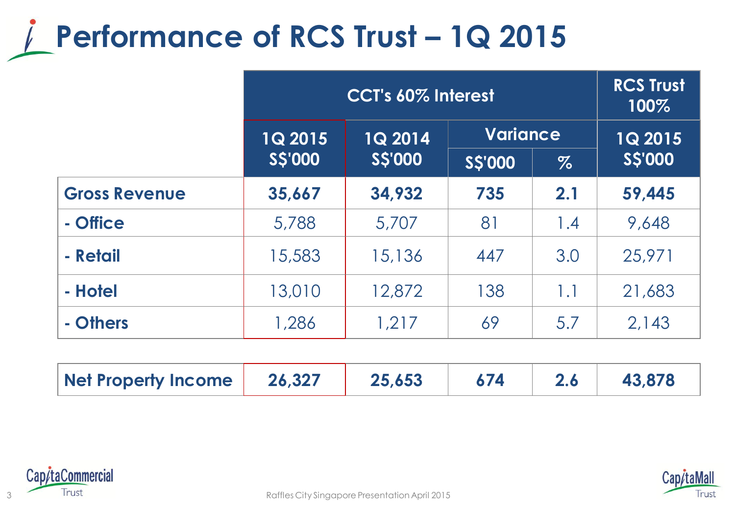# Performance of RCS Trust – 1Q 2015

| | CCT's 60% Interest | | | | RCS Trust 100% |
|---|---|---|---|---|---|
| | 1Q 2015 S$'000 | 1Q 2014 S$'000 | Variance | | 1Q 2015 S$'000 |
| | | | S$'000 | % | |
| **Gross Revenue** | **35,667** | **34,932** | **735** | **2.1** | **59,445** |
| **- Office** | 5,788 | 5,707 | 81 | 1.4 | 9,648 |
| **- Retail** | 15,583 | 15,136 | 447 | 3.0 | 25,971 |
| **- Hotel** | 13,010 | 12,872 | 138 | 1.1 | 21,683 |
| **- Others** | 1,286 | 1,217 | 69 | 5.7 | 2,143 |
| **Net Property Income** | **26,327** | **25,653** | **674** | **2.6** | **43,878** |

Raffles City Singapore Presentation April 2015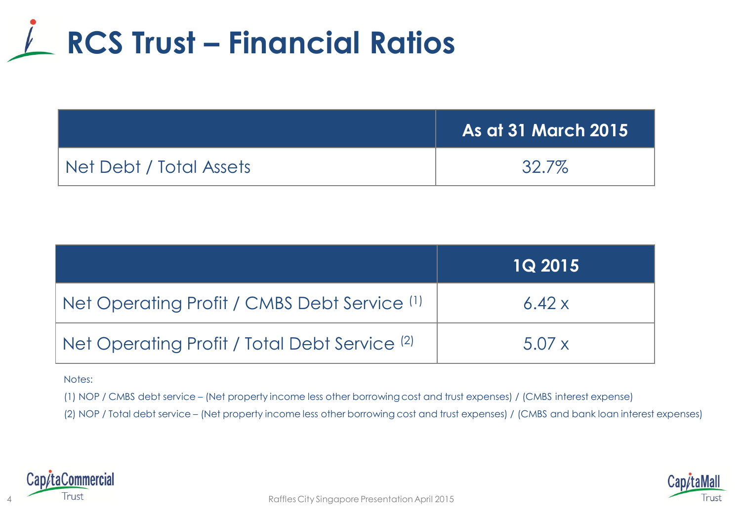# RCS Trust – Financial Ratios

| | As at 31 March 2015 |
|---|---|
| Net Debt / Total Assets | 32.7% |

| | 1Q 2015 |
|---|---|
| Net Operating Profit / CMBS Debt Service [(1)] | 6.42 x |
| Net Operating Profit / Total Debt Service [(2)] | 5.07 x |

Notes:

(1) NOP / CMBS debt service – (Net property income less other borrowing cost and trust expenses) / (CMBS interest expense)

(2) NOP / Total debt service – (Net property income less other borrowing cost and trust expenses) / (CMBS and bank loan interest expenses)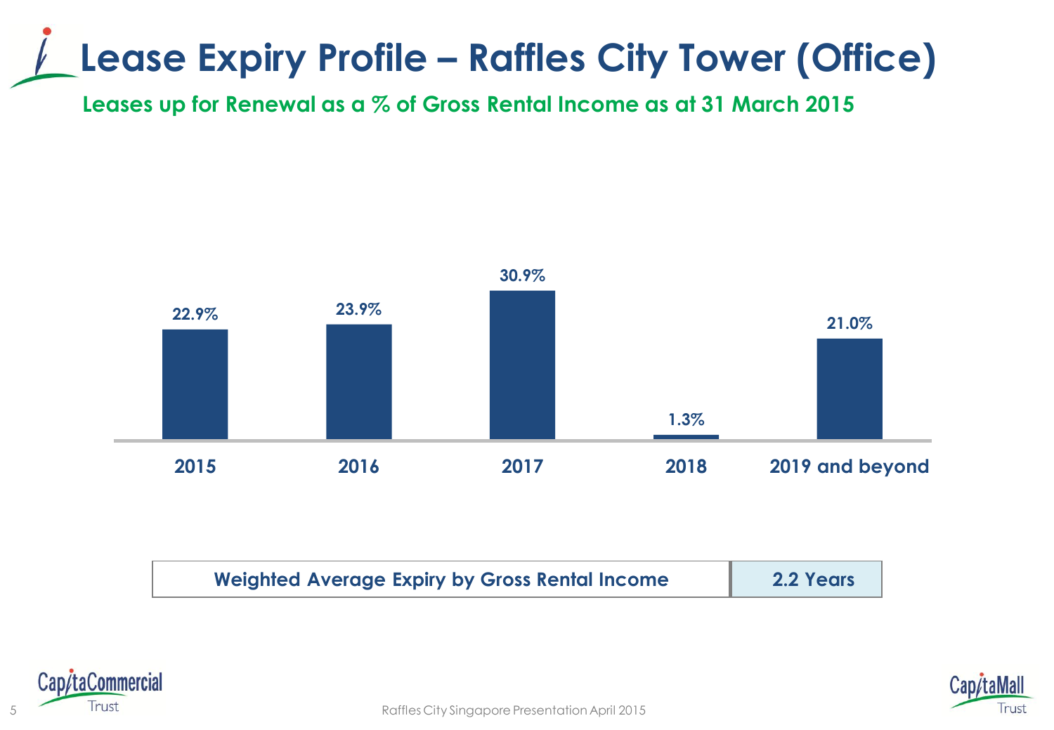# Lease Expiry Profile – Raffles City Tower (Office)

## Leases up for Renewal as a % of Gross Rental Income as at 31 March 2015

| 2015 | 2016 | 2017 | 2018 | 2019 and beyond |
|---|---|---|---|---|
| 22.9% | 23.9% | 30.9% | 1.3% | 21.0% |

| Weighted Average Expiry by Gross Rental Income | 2.2 Years |
|---|---|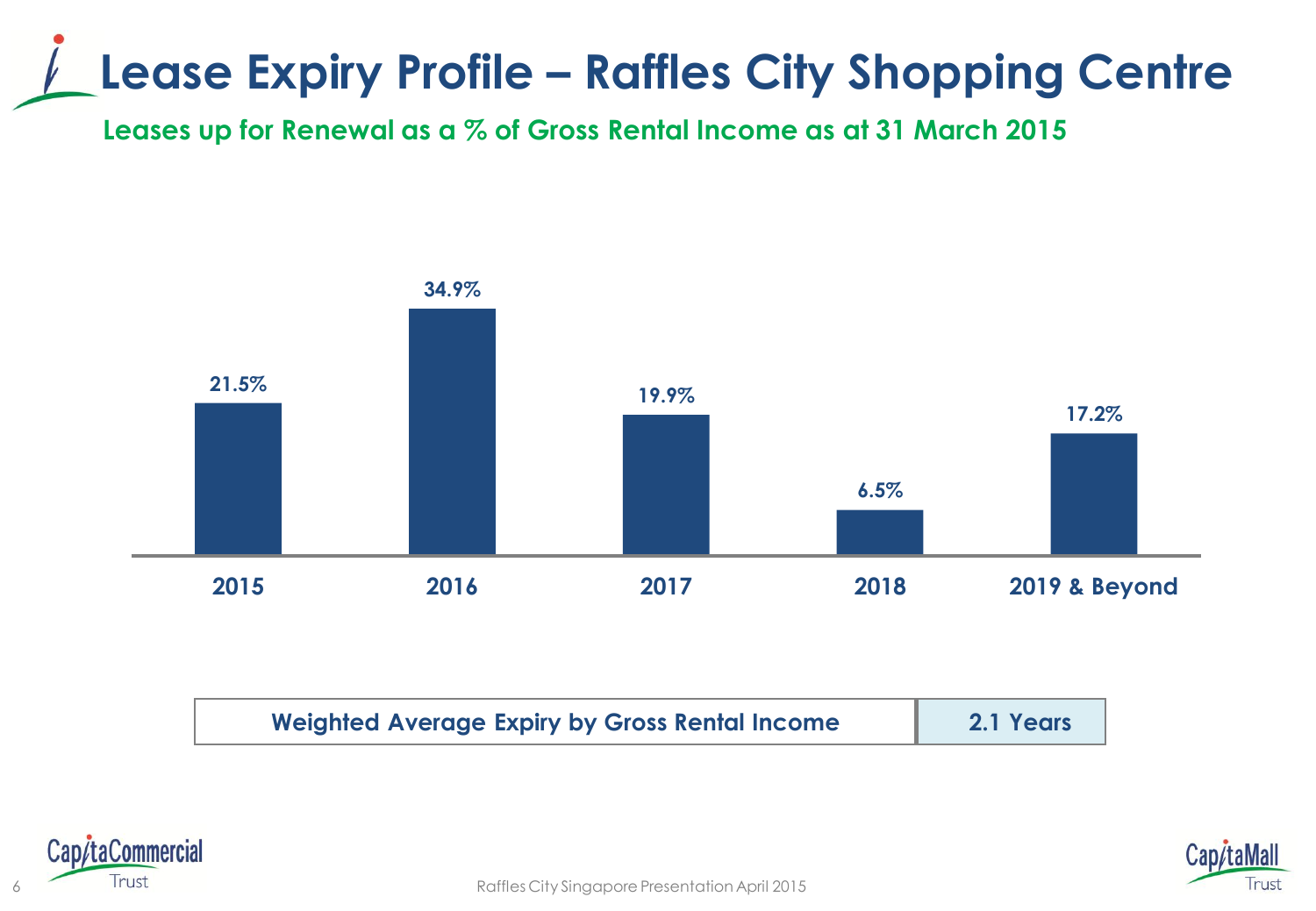# Lease Expiry Profile – Raffles City Shopping Centre

## Leases up for Renewal as a % of Gross Rental Income as at 31 March 2015

| Year | % of Gross Rental Income |
|---|---|
| 2015 | 21.5% |
| 2016 | 34.9% |
| 2017 | 19.9% |
| 2018 | 6.5% |
| 2019 & Beyond | 17.2% |

| Weighted Average Expiry by Gross Rental Income | 2.1 Years |
|---|---|

CapitaCommercial Trust

Raffles City Singapore Presentation April 2015

CapitaMall Trust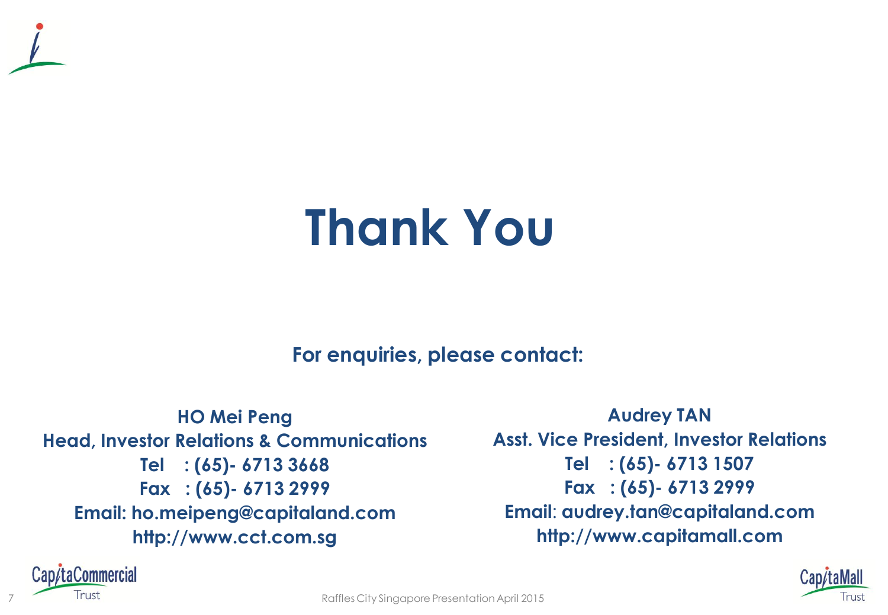# Thank You

**For enquiries, please contact:**

**HO Mei Peng**
**Head, Investor Relations & Communications**
**Tel : (65)- 6713 3668**
**Fax : (65)- 6713 2999**
**Email: ho.meipeng@capitaland.com**
**http://www.cct.com.sg**

**Audrey TAN**
**Asst. Vice President, Investor Relations**
**Tel : (65)- 6713 1507**
**Fax : (65)- 6713 2999**
**Email: audrey.tan@capitaland.com**
**http://www.capitamall.com**